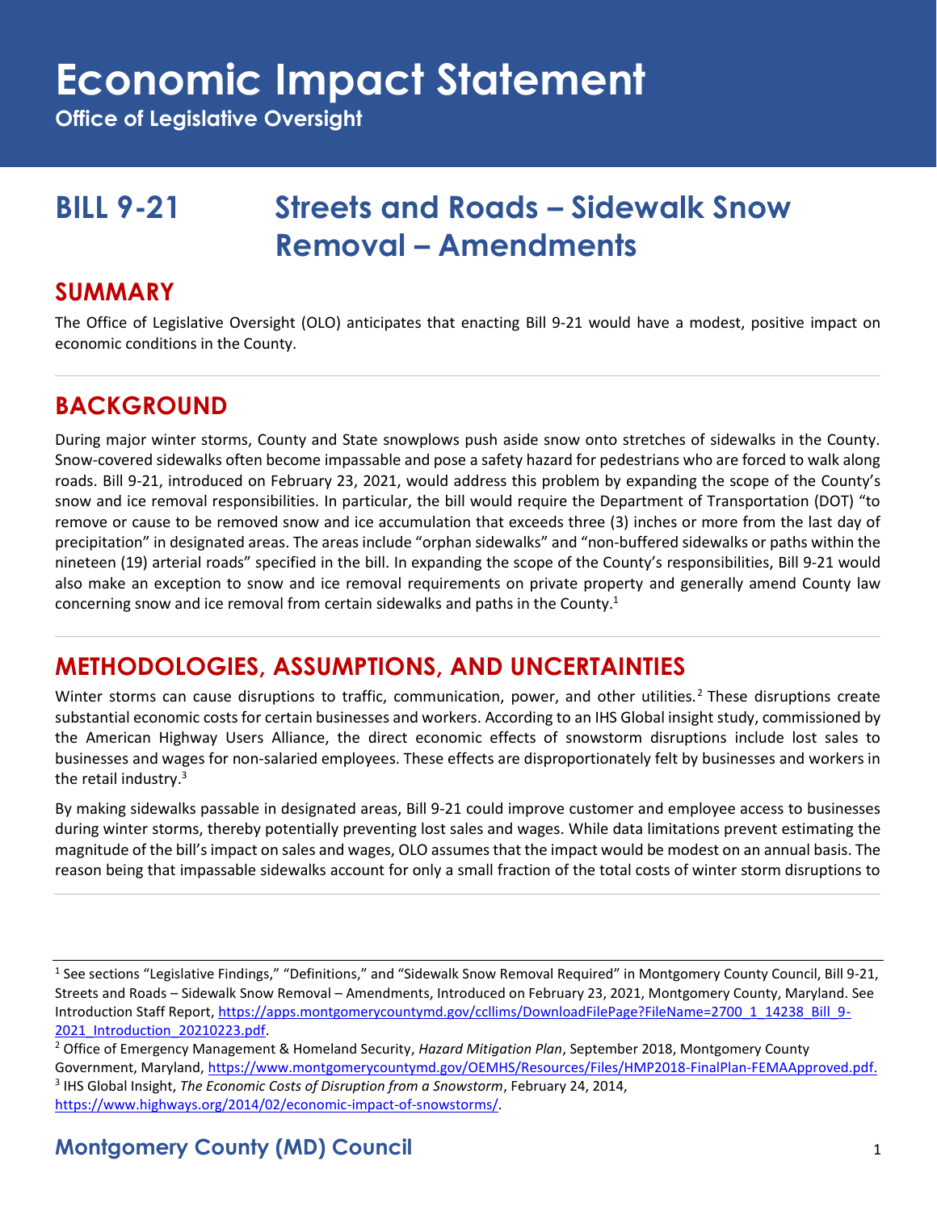# Economic Impact Statement

**Office of Legislative Oversight**

# BILL 9-21 Streets and Roads – Sidewalk Snow Removal – Amendments

## SUMMARY

The Office of Legislative Oversight (OLO) anticipates that enacting Bill 9-21 would have a modest, positive impact on economic conditions in the County.

## BACKGROUND

During major winter storms, County and State snowplows push aside snow onto stretches of sidewalks in the County. Snow-covered sidewalks often become impassable and pose a safety hazard for pedestrians who are forced to walk along roads. Bill 9-21, introduced on February 23, 2021, would address this problem by expanding the scope of the County's snow and ice removal responsibilities. In particular, the bill would require the Department of Transportation (DOT) "to remove or cause to be removed snow and ice accumulation that exceeds three (3) inches or more from the last day of precipitation" in designated areas. The areas include "orphan sidewalks" and "non-buffered sidewalks or paths within the nineteen (19) arterial roads" specified in the bill. In expanding the scope of the County's responsibilities, Bill 9-21 would also make an exception to snow and ice removal requirements on private property and generally amend County law concerning snow and ice removal from certain sidewalks and paths in the County.[1]

## METHODOLOGIES, ASSUMPTIONS, AND UNCERTAINTIES

Winter storms can cause disruptions to traffic, communication, power, and other utilities.[2] These disruptions create substantial economic costs for certain businesses and workers. According to an IHS Global insight study, commissioned by the American Highway Users Alliance, the direct economic effects of snowstorm disruptions include lost sales to businesses and wages for non-salaried employees. These effects are disproportionately felt by businesses and workers in the retail industry.[3]

By making sidewalks passable in designated areas, Bill 9-21 could improve customer and employee access to businesses during winter storms, thereby potentially preventing lost sales and wages. While data limitations prevent estimating the magnitude of the bill's impact on sales and wages, OLO assumes that the impact would be modest on an annual basis. The reason being that impassable sidewalks account for only a small fraction of the total costs of winter storm disruptions to

---

[1] See sections "Legislative Findings," "Definitions," and "Sidewalk Snow Removal Required" in Montgomery County Council, Bill 9-21, Streets and Roads – Sidewalk Snow Removal – Amendments, Introduced on February 23, 2021, Montgomery County, Maryland. See Introduction Staff Report, https://apps.montgomerycountymd.gov/ccllims/DownloadFilePage?FileName=2700_1_14238_Bill_9-2021_Introduction_20210223.pdf.

[2] Office of Emergency Management & Homeland Security, *Hazard Mitigation Plan*, September 2018, Montgomery County Government, Maryland, https://www.montgomerycountymd.gov/OEMHS/Resources/Files/HMP2018-FinalPlan-FEMAApproved.pdf.

[3] IHS Global Insight, *The Economic Costs of Disruption from a Snowstorm*, February 24, 2014, https://www.highways.org/2014/02/economic-impact-of-snowstorms/.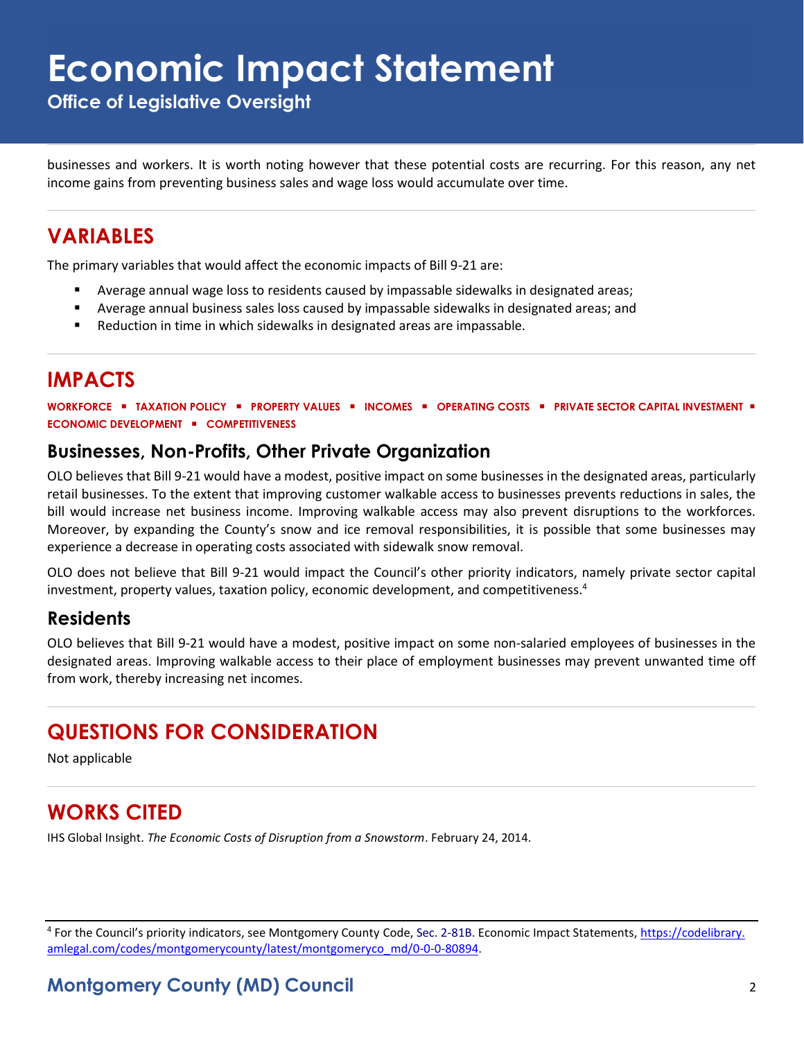businesses and workers. It is worth noting however that these potential costs are recurring. For this reason, any net income gains from preventing business sales and wage loss would accumulate over time.

## VARIABLES

The primary variables that would affect the economic impacts of Bill 9-21 are:

- Average annual wage loss to residents caused by impassable sidewalks in designated areas;
- Average annual business sales loss caused by impassable sidewalks in designated areas; and
- Reduction in time in which sidewalks in designated areas are impassable.

## IMPACTS

**WORKFORCE ▪ TAXATION POLICY ▪ PROPERTY VALUES ▪ INCOMES ▪ OPERATING COSTS ▪ PRIVATE SECTOR CAPITAL INVESTMENT ▪ ECONOMIC DEVELOPMENT ▪ COMPETITIVENESS**

### Businesses, Non-Profits, Other Private Organization

OLO believes that Bill 9-21 would have a modest, positive impact on some businesses in the designated areas, particularly retail businesses. To the extent that improving customer walkable access to businesses prevents reductions in sales, the bill would increase net business income. Improving walkable access may also prevent disruptions to the workforces. Moreover, by expanding the County's snow and ice removal responsibilities, it is possible that some businesses may experience a decrease in operating costs associated with sidewalk snow removal.

OLO does not believe that Bill 9-21 would impact the Council's other priority indicators, namely private sector capital investment, property values, taxation policy, economic development, and competitiveness.[4]

### Residents

OLO believes that Bill 9-21 would have a modest, positive impact on some non-salaried employees of businesses in the designated areas. Improving walkable access to their place of employment businesses may prevent unwanted time off from work, thereby increasing net incomes.

## QUESTIONS FOR CONSIDERATION

Not applicable

## WORKS CITED

IHS Global Insight. *The Economic Costs of Disruption from a Snowstorm*. February 24, 2014.

[4] For the Council's priority indicators, see Montgomery County Code, Sec. 2-81B. Economic Impact Statements, https://codelibrary.amlegal.com/codes/montgomerycounty/latest/montgomeryco_md/0-0-0-80894.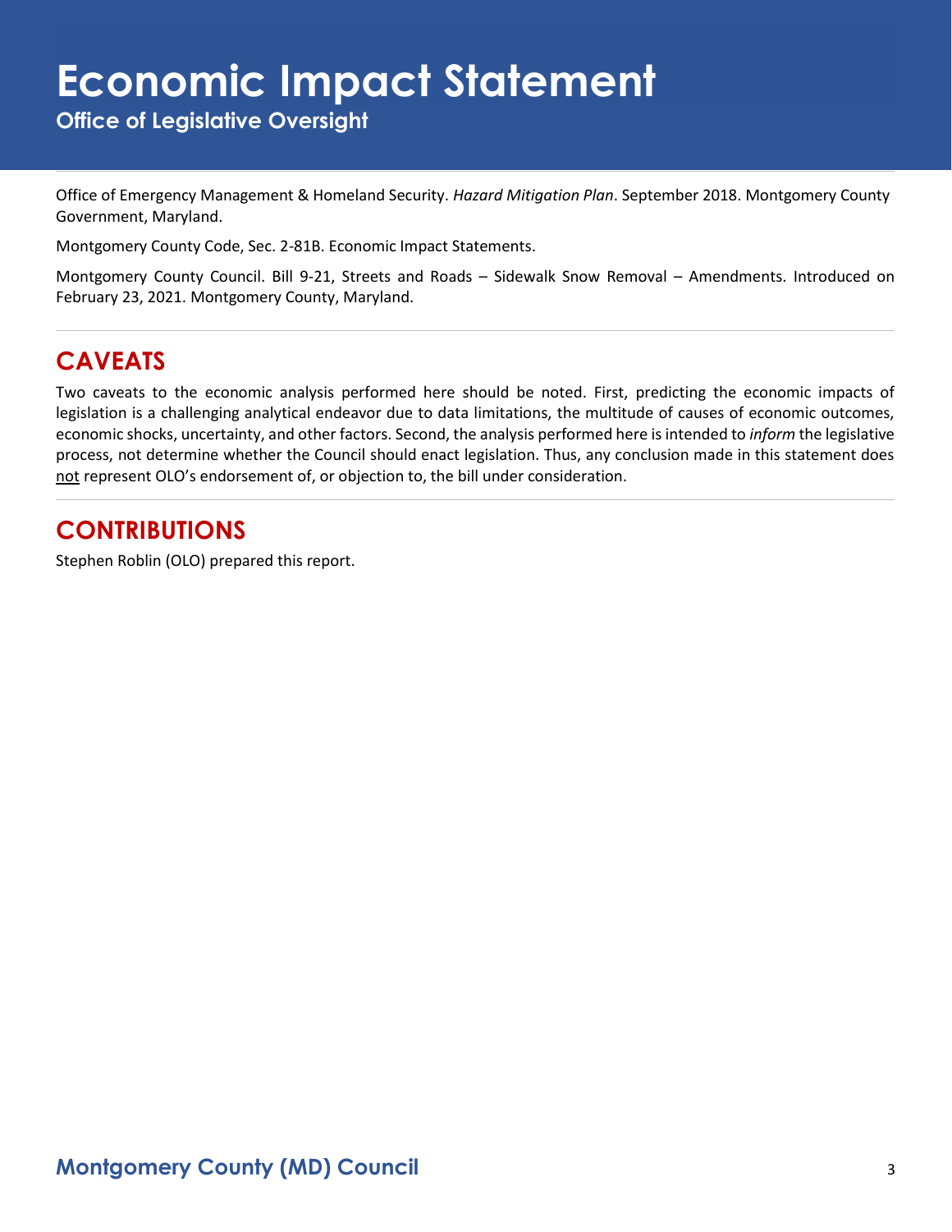Office of Emergency Management & Homeland Security. *Hazard Mitigation Plan*. September 2018. Montgomery County Government, Maryland.

Montgomery County Code, Sec. 2-81B. Economic Impact Statements.

Montgomery County Council. Bill 9-21, Streets and Roads – Sidewalk Snow Removal – Amendments. Introduced on February 23, 2021. Montgomery County, Maryland.

## CAVEATS

Two caveats to the economic analysis performed here should be noted. First, predicting the economic impacts of legislation is a challenging analytical endeavor due to data limitations, the multitude of causes of economic outcomes, economic shocks, uncertainty, and other factors. Second, the analysis performed here is intended to *inform* the legislative process, not determine whether the Council should enact legislation. Thus, any conclusion made in this statement does not represent OLO's endorsement of, or objection to, the bill under consideration.

## CONTRIBUTIONS

Stephen Roblin (OLO) prepared this report.